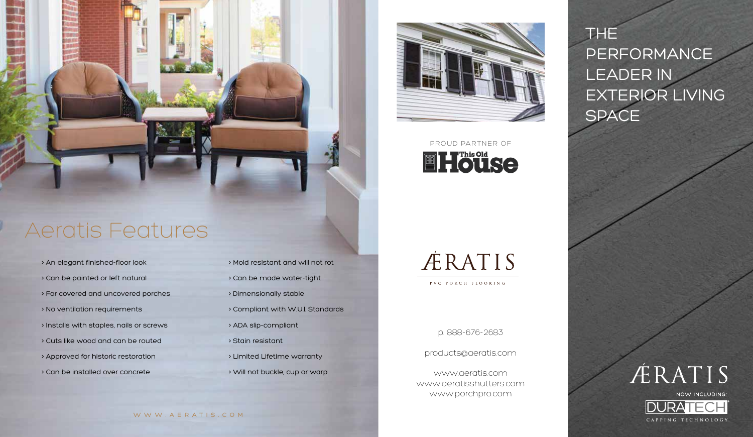# Aeratis Features

- An elegant finished-floor look
- Can be painted or left natural
- For covered and uncovered porches
- No ventilation requirements
- Installs with staples, nails or screws
- Cuts like wood and can be routed
- Approved for historic restoration
- Can be installed over concrete
- Mold resistant and will not rot
- Can be made water-tight
- Dimensionally stable
- Compliant with W.U.I. Standards
- ADA slip-compliant
- Stain resistant
- Limited Lifetime warranty
- Will not buckle, cup or warp

WWW.AERATIS.COM

PROUD PARTNER OF

This Old House

ÆRATIS

PVC PORCH FLOORING

p. 888-676-2683

products@aeratis.com

www.aeratis.com
www.aeratisshutters.com
www.porchpro.com

# THE PERFORMANCE LEADER IN EXTERIOR LIVING SPACE

ÆRATIS

NOW INCLUDING:

DURATECH®

CAPPING TECHNOLOGY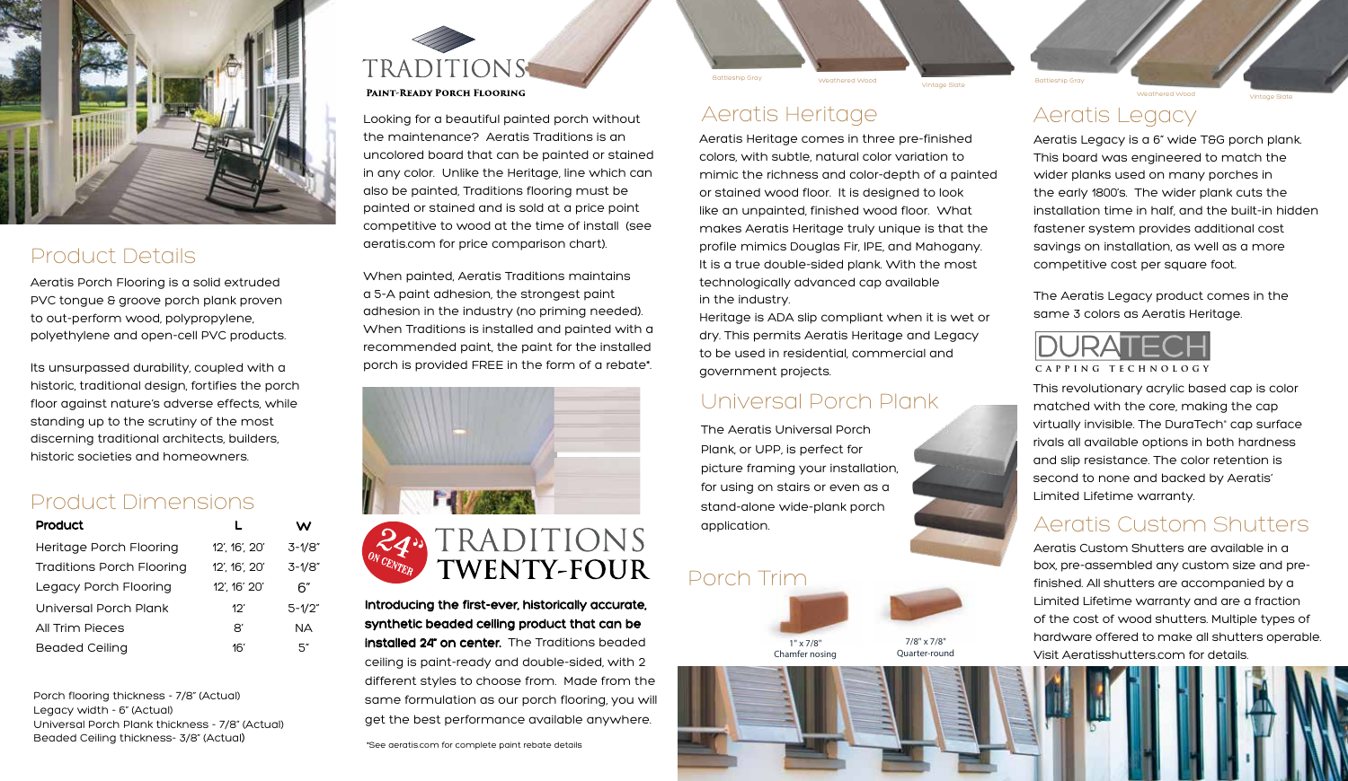## Product Details

Aeratis Porch Flooring is a solid extruded PVC tongue & groove porch plank proven to out-perform wood, polypropylene, polyethylene and open-cell PVC products.

Its unsurpassed durability, coupled with a historic, traditional design, fortifies the porch floor against nature's adverse effects, while standing up to the scrutiny of the most discerning traditional architects, builders, historic societies and homeowners.

## Product Dimensions

| Product | L | W |
|---|---|---|
| Heritage Porch Flooring | 12', 16', 20' | 3-1/8" |
| Traditions Porch Flooring | 12', 16', 20' | 3-1/8" |
| Legacy Porch Flooring | 12', 16' 20' | 6" |
| Universal Porch Plank | 12' | 5-1/2" |
| All Trim Pieces | 8' | NA |
| Beaded Ceiling | 16' | 5" |

Porch flooring thickness - 7/8" (Actual)
Legacy width - 6" (Actual)
Universal Porch Plank thickness - 7/8" (Actual)
Beaded Ceiling thickness- 3/8" (Actual)

# TRADITIONS

**Paint-Ready Porch Flooring**

Looking for a beautiful painted porch without the maintenance? Aeratis Traditions is an uncolored board that can be painted or stained in any color. Unlike the Heritage, line which can also be painted, Traditions flooring must be painted or stained and is sold at a price point competitive to wood at the time of install (see aeratis.com for price comparison chart).

When painted, Aeratis Traditions maintains a 5-A paint adhesion, the strongest paint adhesion in the industry (no priming needed). When Traditions is installed and painted with a recommended paint, the paint for the installed porch is provided FREE in the form of a rebate*.

24" ON CENTER

# TRADITIONS TWENTY-FOUR

**Introducing the first-ever, historically accurate, synthetic beaded ceiling product that can be installed 24" on center.** The Traditions beaded ceiling is paint-ready and double-sided, with 2 different styles to choose from. Made from the same formulation as our porch flooring, you will get the best performance available anywhere.

*See aeratis.com for complete paint rebate details

Battleship Gray
Weathered Wood
Vintage Slate

## Aeratis Heritage

Aeratis Heritage comes in three pre-finished colors, with subtle, natural color variation to mimic the richness and color-depth of a painted or stained wood floor. It is designed to look like an unpainted, finished wood floor. What makes Aeratis Heritage truly unique is that the profile mimics Douglas Fir, IPE, and Mahogany. It is a true double-sided plank. With the most technologically advanced cap available in the industry.
Heritage is ADA slip compliant when it is wet or dry. This permits Aeratis Heritage and Legacy to be used in residential, commercial and government projects.

## Universal Porch Plank

The Aeratis Universal Porch Plank, or UPP, is perfect for picture framing your installation, for using on stairs or even as a stand-alone wide-plank porch application.

## Porch Trim

1" x 7/8"
Chamfer nosing

7/8" x 7/8"
Quarter-round

Battleship Gray
Weathered Wood
Vintage Slate

## Aeratis Legacy

Aeratis Legacy is a 6" wide T&G porch plank. This board was engineered to match the wider planks used on many porches in the early 1800's. The wider plank cuts the installation time in half, and the built-in hidden fastener system provides additional cost savings on installation, as well as a more competitive cost per square foot.

The Aeratis Legacy product comes in the same 3 colors as Aeratis Heritage.

DURATECH
CAPPING TECHNOLOGY

This revolutionary acrylic based cap is color matched with the core, making the cap virtually invisible. The DuraTech® cap surface rivals all available options in both hardness and slip resistance. The color retention is second to none and backed by Aeratis' Limited Lifetime warranty.

## Aeratis Custom Shutters

Aeratis Custom Shutters are available in a box, pre-assembled any custom size and pre-finished. All shutters are accompanied by a Limited Lifetime warranty and are a fraction of the cost of wood shutters. Multiple types of hardware offered to make all shutters operable. Visit Aeratisshutters.com for details.